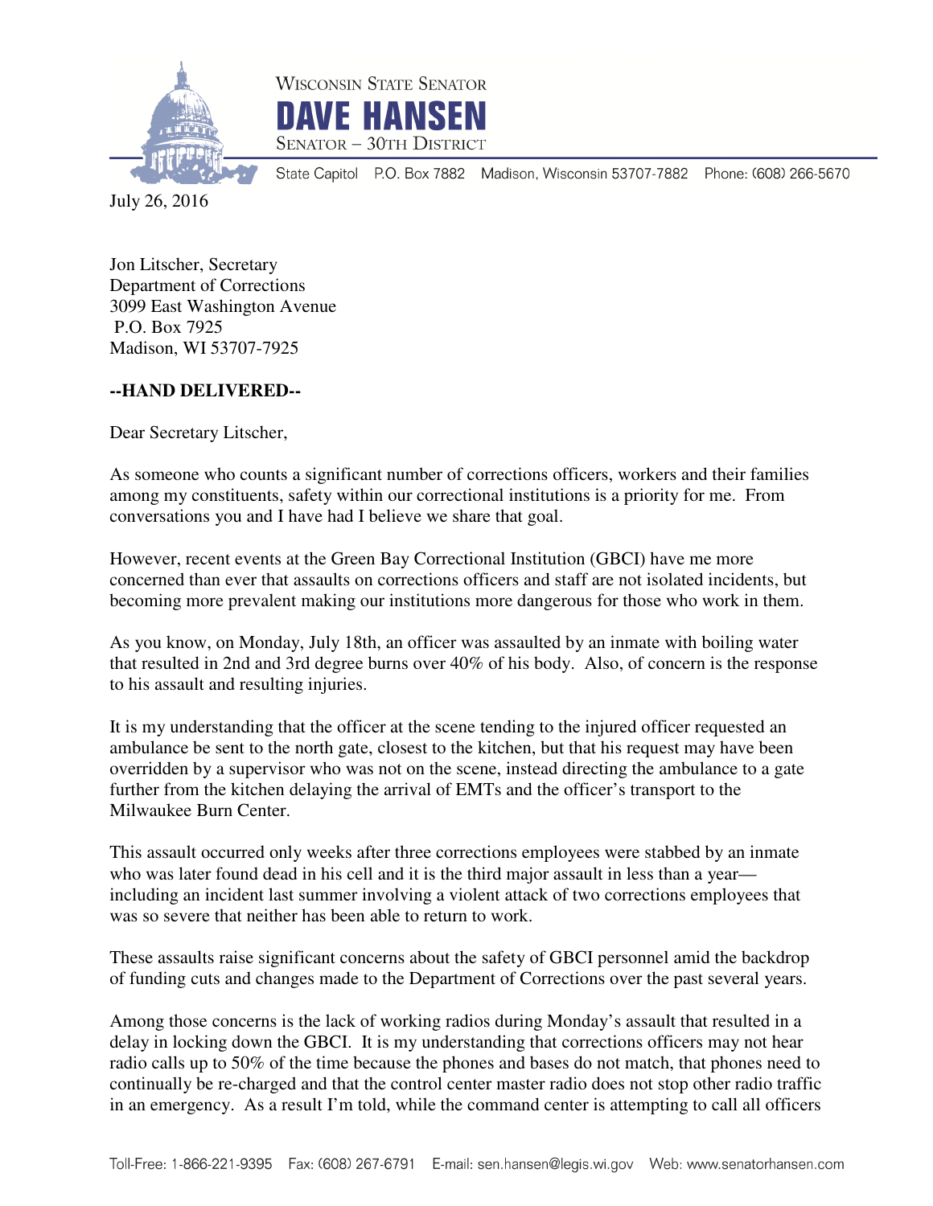Wisconsin State Senator

# DAVE HANSEN

Senator – 30th District

State Capitol P.O. Box 7882 Madison, Wisconsin 53707-7882 Phone: (608) 266-5670

July 26, 2016

Jon Litscher, Secretary
Department of Corrections
3099 East Washington Avenue
P.O. Box 7925
Madison, WI 53707-7925

**--HAND DELIVERED--**

Dear Secretary Litscher,

As someone who counts a significant number of corrections officers, workers and their families among my constituents, safety within our correctional institutions is a priority for me. From conversations you and I have had I believe we share that goal.

However, recent events at the Green Bay Correctional Institution (GBCI) have me more concerned than ever that assaults on corrections officers and staff are not isolated incidents, but becoming more prevalent making our institutions more dangerous for those who work in them.

As you know, on Monday, July 18th, an officer was assaulted by an inmate with boiling water that resulted in 2nd and 3rd degree burns over 40% of his body. Also, of concern is the response to his assault and resulting injuries.

It is my understanding that the officer at the scene tending to the injured officer requested an ambulance be sent to the north gate, closest to the kitchen, but that his request may have been overridden by a supervisor who was not on the scene, instead directing the ambulance to a gate further from the kitchen delaying the arrival of EMTs and the officer's transport to the Milwaukee Burn Center.

This assault occurred only weeks after three corrections employees were stabbed by an inmate who was later found dead in his cell and it is the third major assault in less than a year—including an incident last summer involving a violent attack of two corrections employees that was so severe that neither has been able to return to work.

These assaults raise significant concerns about the safety of GBCI personnel amid the backdrop of funding cuts and changes made to the Department of Corrections over the past several years.

Among those concerns is the lack of working radios during Monday's assault that resulted in a delay in locking down the GBCI. It is my understanding that corrections officers may not hear radio calls up to 50% of the time because the phones and bases do not match, that phones need to continually be re-charged and that the control center master radio does not stop other radio traffic in an emergency. As a result I'm told, while the command center is attempting to call all officers

Toll-Free: 1-866-221-9395 Fax: (608) 267-6791 E-mail: sen.hansen@legis.wi.gov Web: www.senatorhansen.com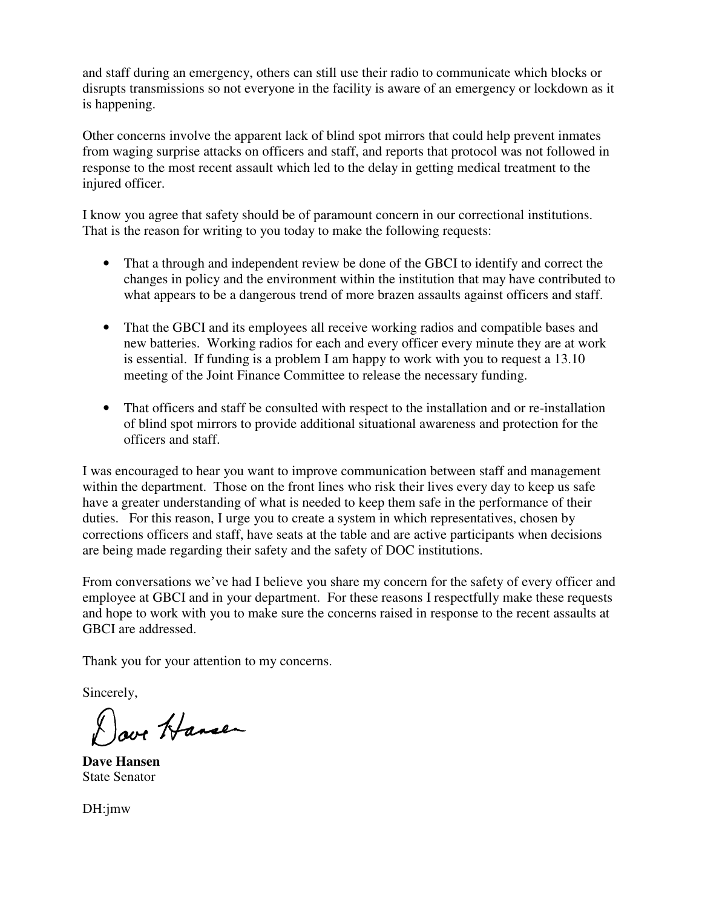and staff during an emergency, others can still use their radio to communicate which blocks or disrupts transmissions so not everyone in the facility is aware of an emergency or lockdown as it is happening.

Other concerns involve the apparent lack of blind spot mirrors that could help prevent inmates from waging surprise attacks on officers and staff, and reports that protocol was not followed in response to the most recent assault which led to the delay in getting medical treatment to the injured officer.

I know you agree that safety should be of paramount concern in our correctional institutions. That is the reason for writing to you today to make the following requests:

- That a through and independent review be done of the GBCI to identify and correct the changes in policy and the environment within the institution that may have contributed to what appears to be a dangerous trend of more brazen assaults against officers and staff.

- That the GBCI and its employees all receive working radios and compatible bases and new batteries. Working radios for each and every officer every minute they are at work is essential. If funding is a problem I am happy to work with you to request a 13.10 meeting of the Joint Finance Committee to release the necessary funding.

- That officers and staff be consulted with respect to the installation and or re-installation of blind spot mirrors to provide additional situational awareness and protection for the officers and staff.

I was encouraged to hear you want to improve communication between staff and management within the department. Those on the front lines who risk their lives every day to keep us safe have a greater understanding of what is needed to keep them safe in the performance of their duties. For this reason, I urge you to create a system in which representatives, chosen by corrections officers and staff, have seats at the table and are active participants when decisions are being made regarding their safety and the safety of DOC institutions.

From conversations we've had I believe you share my concern for the safety of every officer and employee at GBCI and in your department. For these reasons I respectfully make these requests and hope to work with you to make sure the concerns raised in response to the recent assaults at GBCI are addressed.

Thank you for your attention to my concerns.

Sincerely,

Dave Hansen

**Dave Hansen**
State Senator

DH:jmw